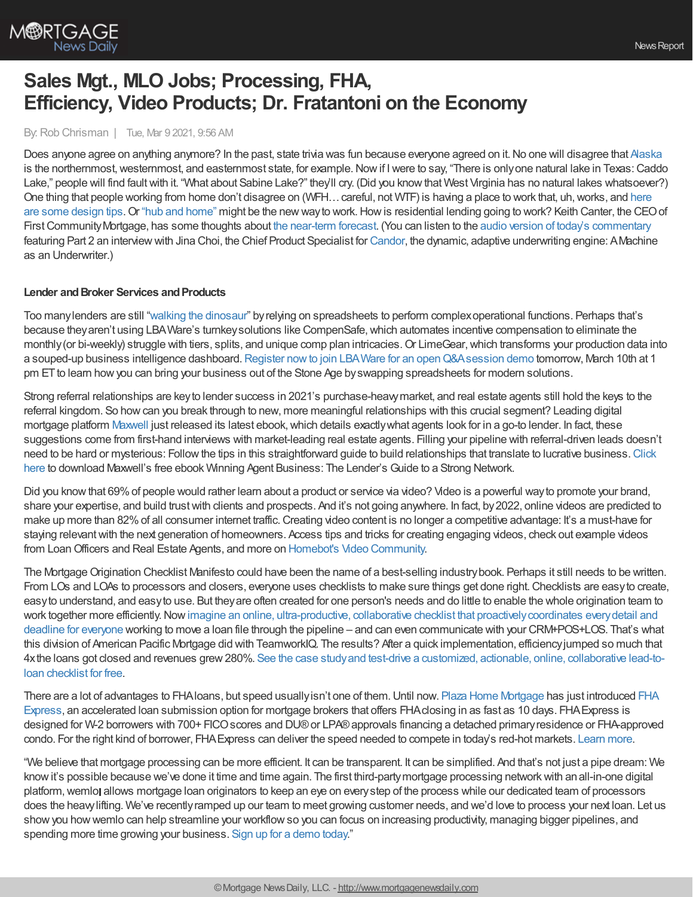# Sales Mgt., MLO Jobs; Processing, FHA, Efficiency, Video Products; Dr. Fratantoni on the Economy

By: Rob Chrisman | Tue, Mar 9 2021, 9:56 AM

Does anyone agree on anything anymore? In the past, state trivia was fun because everyone agreed on it. No one will disagree that Alaska is the northernmost, westernmost, and easternmost state, for example. Now if I were to say, "There is only one natural lake in Texas: Caddo Lake," people will find fault with it. "What about Sabine Lake?" they'll cry. (Did you know that West Virginia has no natural lakes whatsoever?) One thing that people working from home don't disagree on (WFH… careful, not WTF) is having a place to work that, uh, works, and here are some design tips. Or "hub and home" might be the new way to work. How is residential lending going to work? Keith Canter, the CEO of First Community Mortgage, has some thoughts about the near-term forecast. (You can listen to the audio version of today's commentary featuring Part 2 an interview with Jina Choi, the Chief Product Specialist for Candor, the dynamic, adaptive underwriting engine: A Machine as an Underwriter.)

**Lender and Broker Services and Products**

Too many lenders are still "walking the dinosaur" by relying on spreadsheets to perform complex operational functions. Perhaps that's because they aren't using LBA Ware's turnkey solutions like CompenSafe, which automates incentive compensation to eliminate the monthly (or bi-weekly) struggle with tiers, splits, and unique comp plan intricacies. Or LimeGear, which transforms your production data into a souped-up business intelligence dashboard. Register now to join LBA Ware for an open Q&A session demo tomorrow, March 10th at 1 pm ET to learn how you can bring your business out of the Stone Age by swapping spreadsheets for modern solutions.

Strong referral relationships are key to lender success in 2021's purchase-heavy market, and real estate agents still hold the keys to the referral kingdom. So how can you break through to new, more meaningful relationships with this crucial segment? Leading digital mortgage platform Maxwell just released its latest ebook, which details exactly what agents look for in a go-to lender. In fact, these suggestions come from first-hand interviews with market-leading real estate agents. Filling your pipeline with referral-driven leads doesn't need to be hard or mysterious: Follow the tips in this straightforward guide to build relationships that translate to lucrative business. Click here to download Maxwell's free ebook Winning Agent Business: The Lender's Guide to a Strong Network.

Did you know that 69% of people would rather learn about a product or service via video? Video is a powerful way to promote your brand, share your expertise, and build trust with clients and prospects. And it's not going anywhere. In fact, by 2022, online videos are predicted to make up more than 82% of all consumer internet traffic. Creating video content is no longer a competitive advantage: It's a must-have for staying relevant with the next generation of homeowners. Access tips and tricks for creating engaging videos, check out example videos from Loan Officers and Real Estate Agents, and more on Homebot's Video Community.

The Mortgage Origination Checklist Manifesto could have been the name of a best-selling industry book. Perhaps it still needs to be written. From LOs and LOAs to processors and closers, everyone uses checklists to make sure things get done right. Checklists are easy to create, easy to understand, and easy to use. But they are often created for one person's needs and do little to enable the whole origination team to work together more efficiently. Now imagine an online, ultra-productive, collaborative checklist that proactively coordinates every detail and deadline for everyone working to move a loan file through the pipeline – and can even communicate with your CRM+POS+LOS. That's what this division of American Pacific Mortgage did with TeamworkIQ. The results? After a quick implementation, efficiency jumped so much that 4x the loans got closed and revenues grew 280%. See the case study and test-drive a customized, actionable, online, collaborative lead-to-loan checklist for free.

There are a lot of advantages to FHA loans, but speed usually isn't one of them. Until now. Plaza Home Mortgage has just introduced FHA Express, an accelerated loan submission option for mortgage brokers that offers FHA closing in as fast as 10 days. FHA Express is designed for W-2 borrowers with 700+ FICO scores and DU® or LPA® approvals financing a detached primary residence or FHA-approved condo. For the right kind of borrower, FHA Express can deliver the speed needed to compete in today's red-hot markets. Learn more.

"We believe that mortgage processing can be more efficient. It can be transparent. It can be simplified. And that's not just a pipe dream: We know it's possible because we've done it time and time again. The first third-party mortgage processing network with an all-in-one digital platform, wemlo allows mortgage loan originators to keep an eye on every step of the process while our dedicated team of processors does the heavy lifting. We've recently ramped up our team to meet growing customer needs, and we'd love to process your next loan. Let us show you how wemlo can help streamline your workflow so you can focus on increasing productivity, managing bigger pipelines, and spending more time growing your business. Sign up for a demo today."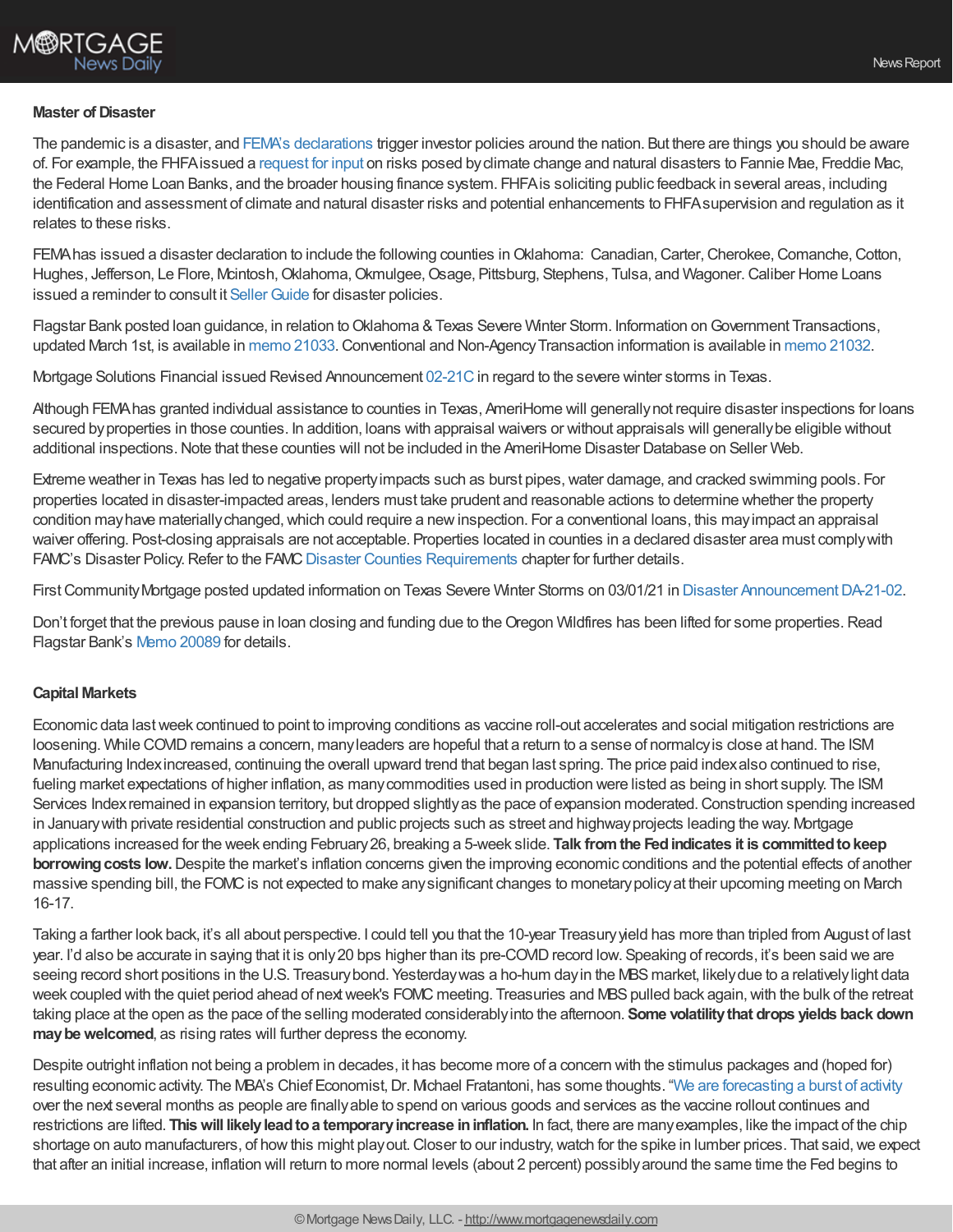**Master of Disaster**

The pandemic is a disaster, and FEMA's declarations trigger investor policies around the nation. But there are things you should be aware of. For example, the FHFA issued a request for input on risks posed by climate change and natural disasters to Fannie Mae, Freddie Mac, the Federal Home Loan Banks, and the broader housing finance system. FHFA is soliciting public feedback in several areas, including identification and assessment of climate and natural disaster risks and potential enhancements to FHFA supervision and regulation as it relates to these risks.

FEMA has issued a disaster declaration to include the following counties in Oklahoma: Canadian, Carter, Cherokee, Comanche, Cotton, Hughes, Jefferson, Le Flore, Mcintosh, Oklahoma, Okmulgee, Osage, Pittsburg, Stephens, Tulsa, and Wagoner. Caliber Home Loans issued a reminder to consult it Seller Guide for disaster policies.

Flagstar Bank posted loan guidance, in relation to Oklahoma & Texas Severe Winter Storm. Information on Government Transactions, updated March 1st, is available in memo 21033. Conventional and Non-Agency Transaction information is available in memo 21032.

Mortgage Solutions Financial issued Revised Announcement 02-21C in regard to the severe winter storms in Texas.

Although FEMA has granted individual assistance to counties in Texas, AmeriHome will generally not require disaster inspections for loans secured by properties in those counties. In addition, loans with appraisal waivers or without appraisals will generally be eligible without additional inspections. Note that these counties will not be included in the AmeriHome Disaster Database on Seller Web.

Extreme weather in Texas has led to negative property impacts such as burst pipes, water damage, and cracked swimming pools. For properties located in disaster-impacted areas, lenders must take prudent and reasonable actions to determine whether the property condition may have materially changed, which could require a new inspection. For a conventional loans, this may impact an appraisal waiver offering. Post-closing appraisals are not acceptable. Properties located in counties in a declared disaster area must comply with FAMC's Disaster Policy. Refer to the FAMC Disaster Counties Requirements chapter for further details.

First Community Mortgage posted updated information on Texas Severe Winter Storms on 03/01/21 in Disaster Announcement DA-21-02.

Don't forget that the previous pause in loan closing and funding due to the Oregon Wildfires has been lifted for some properties. Read Flagstar Bank's Memo 20089 for details.

**Capital Markets**

Economic data last week continued to point to improving conditions as vaccine roll-out accelerates and social mitigation restrictions are loosening. While COVID remains a concern, many leaders are hopeful that a return to a sense of normalcy is close at hand. The ISM Manufacturing Index increased, continuing the overall upward trend that began last spring. The price paid index also continued to rise, fueling market expectations of higher inflation, as many commodities used in production were listed as being in short supply. The ISM Services Index remained in expansion territory, but dropped slightly as the pace of expansion moderated. Construction spending increased in January with private residential construction and public projects such as street and highway projects leading the way. Mortgage applications increased for the week ending February 26, breaking a 5-week slide. **Talk from the Fed indicates it is committed to keep borrowing costs low.** Despite the market's inflation concerns given the improving economic conditions and the potential effects of another massive spending bill, the FOMC is not expected to make any significant changes to monetary policy at their upcoming meeting on March 16-17.

Taking a farther look back, it's all about perspective. I could tell you that the 10-year Treasury yield has more than tripled from August of last year. I'd also be accurate in saying that it is only 20 bps higher than its pre-COVID record low. Speaking of records, it's been said we are seeing record short positions in the U.S. Treasury bond. Yesterday was a ho-hum day in the MBS market, likely due to a relatively light data week coupled with the quiet period ahead of next week's FOMC meeting. Treasuries and MBS pulled back again, with the bulk of the retreat taking place at the open as the pace of the selling moderated considerably into the afternoon. **Some volatility that drops yields back down may be welcomed**, as rising rates will further depress the economy.

Despite outright inflation not being a problem in decades, it has become more of a concern with the stimulus packages and (hoped for) resulting economic activity. The MBA's Chief Economist, Dr. Michael Fratantoni, has some thoughts. "We are forecasting a burst of activity over the next several months as people are finally able to spend on various goods and services as the vaccine rollout continues and restrictions are lifted. **This will likely lead to a temporary increase in inflation.** In fact, there are many examples, like the impact of the chip shortage on auto manufacturers, of how this might play out. Closer to our industry, watch for the spike in lumber prices. That said, we expect that after an initial increase, inflation will return to more normal levels (about 2 percent) possibly around the same time the Fed begins to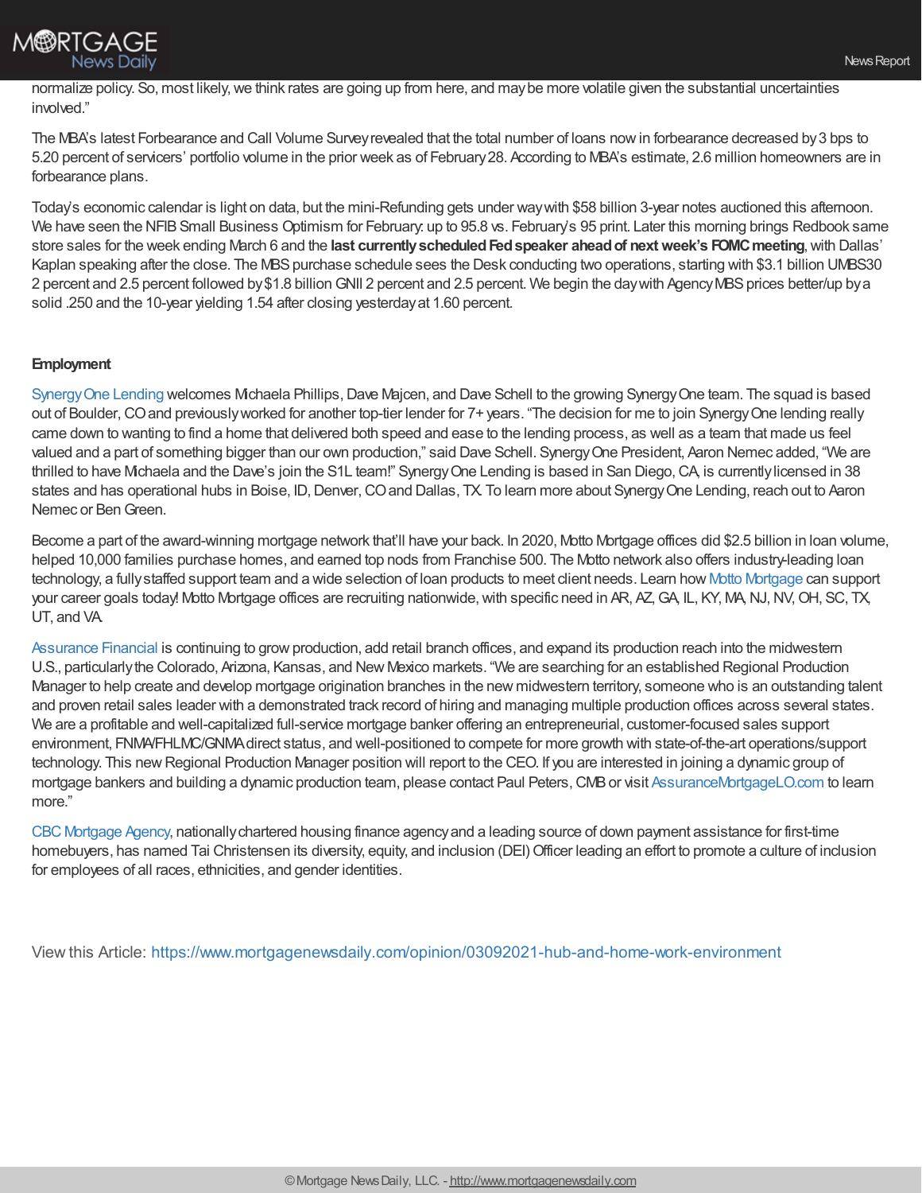normalize policy. So, most likely, we think rates are going up from here, and may be more volatile given the substantial uncertainties involved."

The MBA's latest Forbearance and Call Volume Survey revealed that the total number of loans now in forbearance decreased by 3 bps to 5.20 percent of servicers' portfolio volume in the prior week as of February 28. According to MBA's estimate, 2.6 million homeowners are in forbearance plans.

Today's economic calendar is light on data, but the mini-Refunding gets under way with $58 billion 3-year notes auctioned this afternoon. We have seen the NFIB Small Business Optimism for February: up to 95.8 vs. February's 95 print. Later this morning brings Redbook same store sales for the week ending March 6 and the **last currently scheduled Fed speaker ahead of next week's FOMC meeting**, with Dallas' Kaplan speaking after the close. The MBS purchase schedule sees the Desk conducting two operations, starting with $3.1 billion UMBS30 2 percent and 2.5 percent followed by $1.8 billion GNII 2 percent and 2.5 percent. We begin the day with Agency MBS prices better/up by a solid .250 and the 10-year yielding 1.54 after closing yesterday at 1.60 percent.

**Employment**

Synergy One Lending welcomes Michaela Phillips, Dave Majcen, and Dave Schell to the growing Synergy One team. The squad is based out of Boulder, CO and previously worked for another top-tier lender for 7+ years. "The decision for me to join Synergy One lending really came down to wanting to find a home that delivered both speed and ease to the lending process, as well as a team that made us feel valued and a part of something bigger than our own production," said Dave Schell. Synergy One President, Aaron Nemec added, "We are thrilled to have Michaela and the Dave's join the S1L team!" Synergy One Lending is based in San Diego, CA, is currently licensed in 38 states and has operational hubs in Boise, ID, Denver, CO and Dallas, TX. To learn more about Synergy One Lending, reach out to Aaron Nemec or Ben Green.

Become a part of the award-winning mortgage network that'll have your back. In 2020, Motto Mortgage offices did $2.5 billion in loan volume, helped 10,000 families purchase homes, and earned top nods from Franchise 500. The Motto network also offers industry-leading loan technology, a fully staffed support team and a wide selection of loan products to meet client needs. Learn how Motto Mortgage can support your career goals today! Motto Mortgage offices are recruiting nationwide, with specific need in AR, AZ, GA, IL, KY, MA, NJ, NV, OH, SC, TX, UT, and VA.

Assurance Financial is continuing to grow production, add retail branch offices, and expand its production reach into the midwestern U.S., particularly the Colorado, Arizona, Kansas, and New Mexico markets. "We are searching for an established Regional Production Manager to help create and develop mortgage origination branches in the new midwestern territory, someone who is an outstanding talent and proven retail sales leader with a demonstrated track record of hiring and managing multiple production offices across several states. We are a profitable and well-capitalized full-service mortgage banker offering an entrepreneurial, customer-focused sales support environment, FNMA/FHLMC/GNMA direct status, and well-positioned to compete for more growth with state-of-the-art operations/support technology. This new Regional Production Manager position will report to the CEO. If you are interested in joining a dynamic group of mortgage bankers and building a dynamic production team, please contact Paul Peters, CMB or visit AssuranceMortgageLO.com to learn more."

CBC Mortgage Agency, nationally chartered housing finance agency and a leading source of down payment assistance for first-time homebuyers, has named Tai Christensen its diversity, equity, and inclusion (DEI) Officer leading an effort to promote a culture of inclusion for employees of all races, ethnicities, and gender identities.

View this Article: https://www.mortgagenewsdaily.com/opinion/03092021-hub-and-home-work-environment